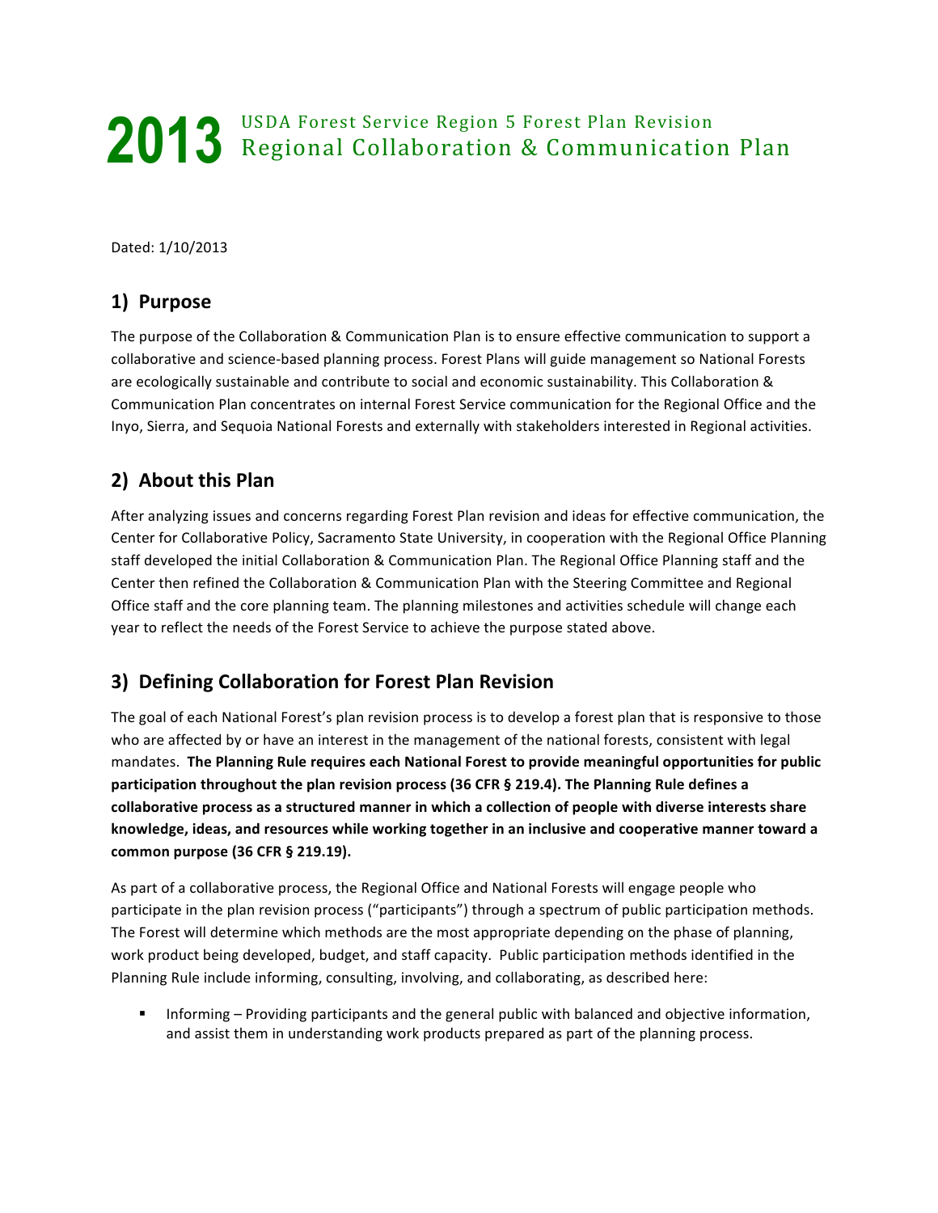# 2013 USDA Forest Service Region 5 Forest Plan Revision Regional Collaboration & Communication Plan

Dated: 1/10/2013

## 1) Purpose

The purpose of the Collaboration & Communication Plan is to ensure effective communication to support a collaborative and science-based planning process. Forest Plans will guide management so National Forests are ecologically sustainable and contribute to social and economic sustainability. This Collaboration & Communication Plan concentrates on internal Forest Service communication for the Regional Office and the Inyo, Sierra, and Sequoia National Forests and externally with stakeholders interested in Regional activities.

## 2) About this Plan

After analyzing issues and concerns regarding Forest Plan revision and ideas for effective communication, the Center for Collaborative Policy, Sacramento State University, in cooperation with the Regional Office Planning staff developed the initial Collaboration & Communication Plan. The Regional Office Planning staff and the Center then refined the Collaboration & Communication Plan with the Steering Committee and Regional Office staff and the core planning team. The planning milestones and activities schedule will change each year to reflect the needs of the Forest Service to achieve the purpose stated above.

## 3) Defining Collaboration for Forest Plan Revision

The goal of each National Forest's plan revision process is to develop a forest plan that is responsive to those who are affected by or have an interest in the management of the national forests, consistent with legal mandates. **The Planning Rule requires each National Forest to provide meaningful opportunities for public participation throughout the plan revision process (36 CFR § 219.4). The Planning Rule defines a collaborative process as a structured manner in which a collection of people with diverse interests share knowledge, ideas, and resources while working together in an inclusive and cooperative manner toward a common purpose (36 CFR § 219.19).**

As part of a collaborative process, the Regional Office and National Forests will engage people who participate in the plan revision process ("participants") through a spectrum of public participation methods. The Forest will determine which methods are the most appropriate depending on the phase of planning, work product being developed, budget, and staff capacity. Public participation methods identified in the Planning Rule include informing, consulting, involving, and collaborating, as described here:

- Informing – Providing participants and the general public with balanced and objective information, and assist them in understanding work products prepared as part of the planning process.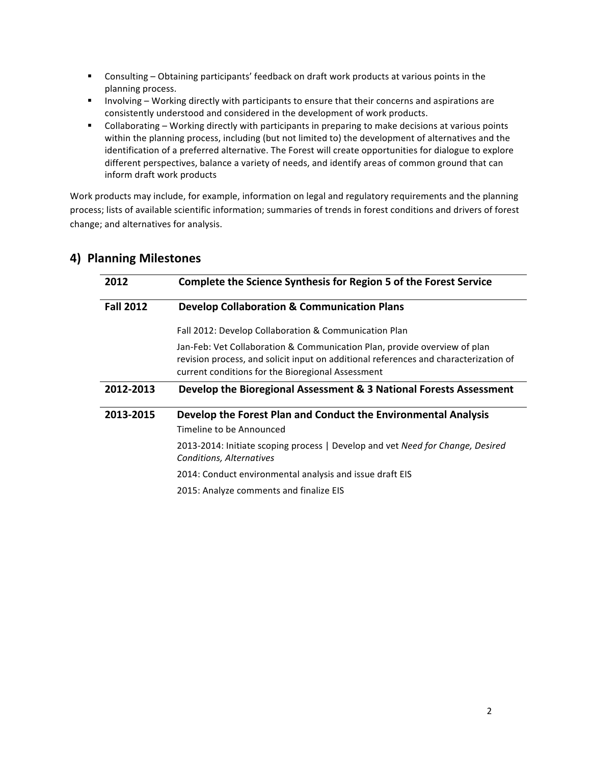- Consulting – Obtaining participants' feedback on draft work products at various points in the planning process.
- Involving – Working directly with participants to ensure that their concerns and aspirations are consistently understood and considered in the development of work products.
- Collaborating – Working directly with participants in preparing to make decisions at various points within the planning process, including (but not limited to) the development of alternatives and the identification of a preferred alternative. The Forest will create opportunities for dialogue to explore different perspectives, balance a variety of needs, and identify areas of common ground that can inform draft work products

Work products may include, for example, information on legal and regulatory requirements and the planning process; lists of available scientific information; summaries of trends in forest conditions and drivers of forest change; and alternatives for analysis.

## 4) Planning Milestones

| | |
|---|---|
| **2012** | **Complete the Science Synthesis for Region 5 of the Forest Service** |
| **Fall 2012** | **Develop Collaboration & Communication Plans**<br><br>Fall 2012: Develop Collaboration & Communication Plan<br><br>Jan-Feb: Vet Collaboration & Communication Plan, provide overview of plan revision process, and solicit input on additional references and characterization of current conditions for the Bioregional Assessment |
| **2012-2013** | **Develop the Bioregional Assessment & 3 National Forests Assessment** |
| **2013-2015** | **Develop the Forest Plan and Conduct the Environmental Analysis**<br>Timeline to be Announced<br><br>2013-2014: Initiate scoping process \| Develop and vet *Need for Change, Desired Conditions, Alternatives*<br><br>2014: Conduct environmental analysis and issue draft EIS<br><br>2015: Analyze comments and finalize EIS |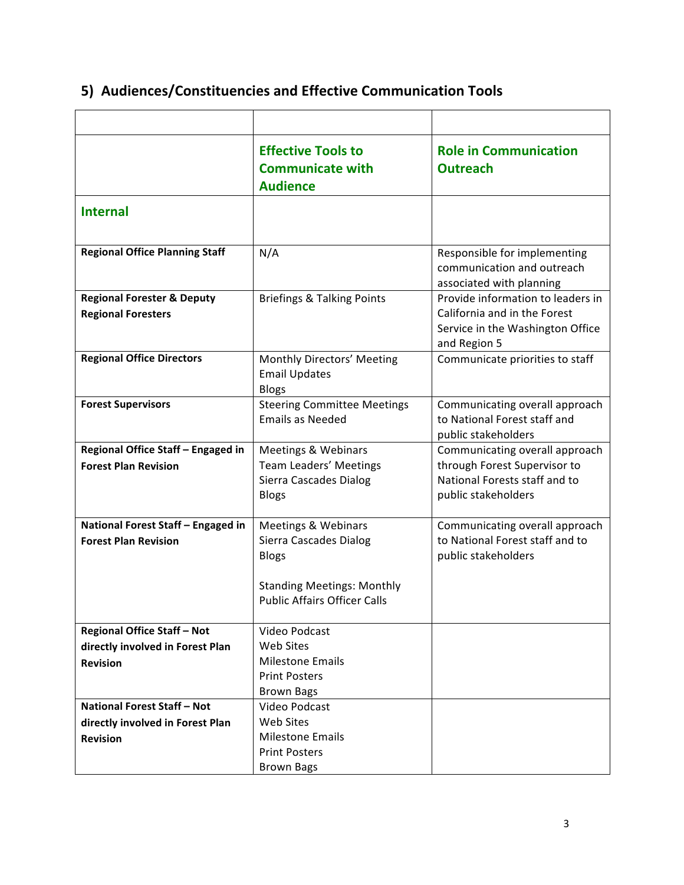## 5) Audiences/Constituencies and Effective Communication Tools

| | | |
|---|---|---|
| | **Effective Tools to Communicate with Audience** | **Role in Communication Outreach** |
| **Internal** | | |
| **Regional Office Planning Staff** | N/A | Responsible for implementing communication and outreach associated with planning |
| **Regional Forester & Deputy Regional Foresters** | Briefings & Talking Points | Provide information to leaders in California and in the Forest Service in the Washington Office and Region 5 |
| **Regional Office Directors** | Monthly Directors' Meeting<br>Email Updates<br>Blogs | Communicate priorities to staff |
| **Forest Supervisors** | Steering Committee Meetings<br>Emails as Needed | Communicating overall approach to National Forest staff and public stakeholders |
| **Regional Office Staff – Engaged in Forest Plan Revision** | Meetings & Webinars<br>Team Leaders' Meetings<br>Sierra Cascades Dialog<br>Blogs | Communicating overall approach through Forest Supervisor to National Forests staff and to public stakeholders |
| **National Forest Staff – Engaged in Forest Plan Revision** | Meetings & Webinars<br>Sierra Cascades Dialog<br>Blogs<br><br>Standing Meetings: Monthly Public Affairs Officer Calls | Communicating overall approach to National Forest staff and to public stakeholders |
| **Regional Office Staff – Not directly involved in Forest Plan Revision** | Video Podcast<br>Web Sites<br>Milestone Emails<br>Print Posters<br>Brown Bags | |
| **National Forest Staff – Not directly involved in Forest Plan Revision** | Video Podcast<br>Web Sites<br>Milestone Emails<br>Print Posters<br>Brown Bags | |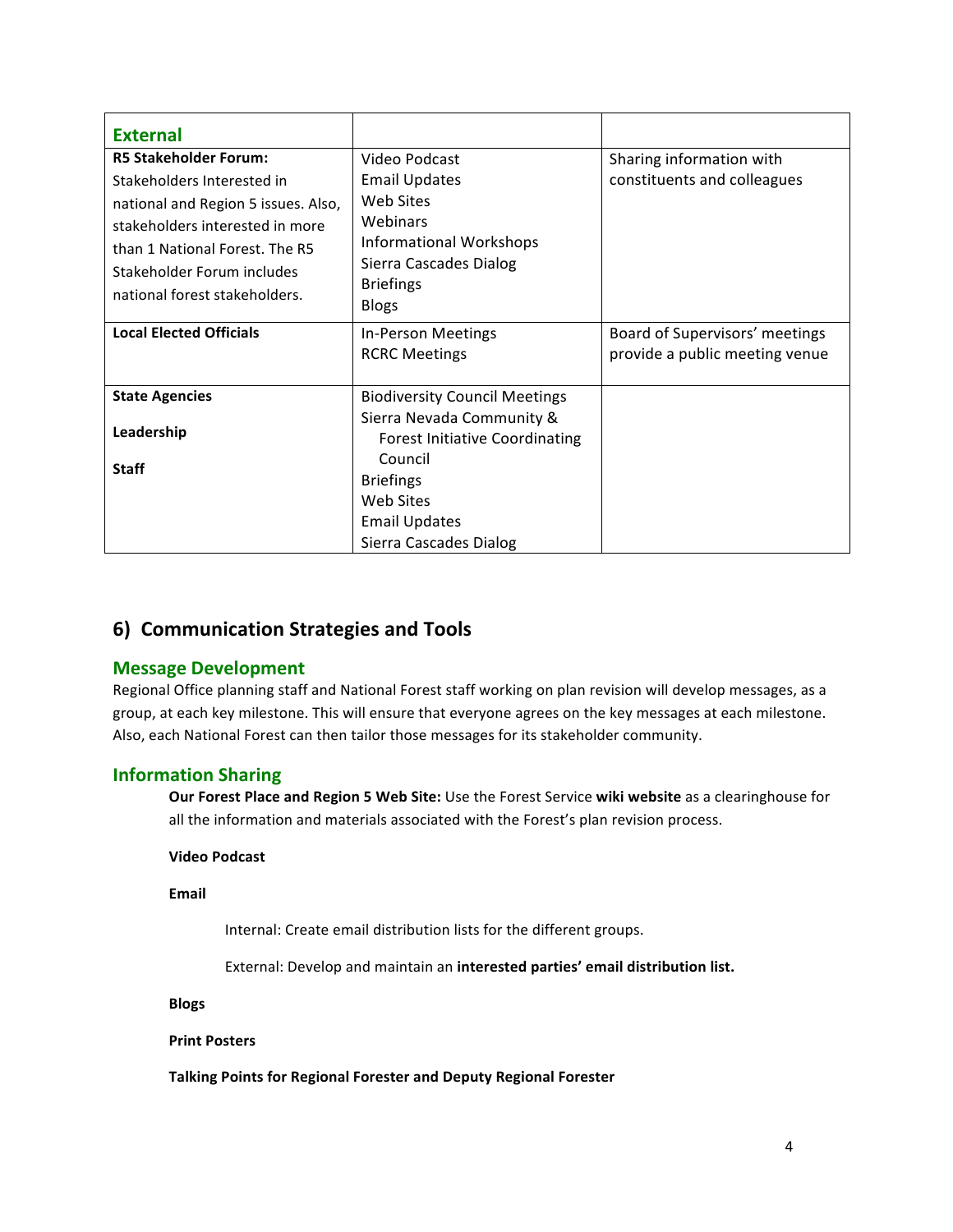| **External** | | |
|---|---|---|
| **R5 Stakeholder Forum:** Stakeholders Interested in national and Region 5 issues. Also, stakeholders interested in more than 1 National Forest. The R5 Stakeholder Forum includes national forest stakeholders. | Video Podcast<br>Email Updates<br>Web Sites<br>Webinars<br>Informational Workshops<br>Sierra Cascades Dialog<br>Briefings<br>Blogs | Sharing information with constituents and colleagues |
| **Local Elected Officials** | In-Person Meetings<br>RCRC Meetings | Board of Supervisors' meetings provide a public meeting venue |
| **State Agencies**<br>**Leadership**<br>**Staff** | Biodiversity Council Meetings<br>Sierra Nevada Community & Forest Initiative Coordinating Council<br>Briefings<br>Web Sites<br>Email Updates<br>Sierra Cascades Dialog | |

## 6) Communication Strategies and Tools

### Message Development

Regional Office planning staff and National Forest staff working on plan revision will develop messages, as a group, at each key milestone. This will ensure that everyone agrees on the key messages at each milestone. Also, each National Forest can then tailor those messages for its stakeholder community.

### Information Sharing

**Our Forest Place and Region 5 Web Site:** Use the Forest Service **wiki website** as a clearinghouse for all the information and materials associated with the Forest's plan revision process.

**Video Podcast**

**Email**

Internal: Create email distribution lists for the different groups.

External: Develop and maintain an **interested parties' email distribution list.**

**Blogs**

**Print Posters**

**Talking Points for Regional Forester and Deputy Regional Forester**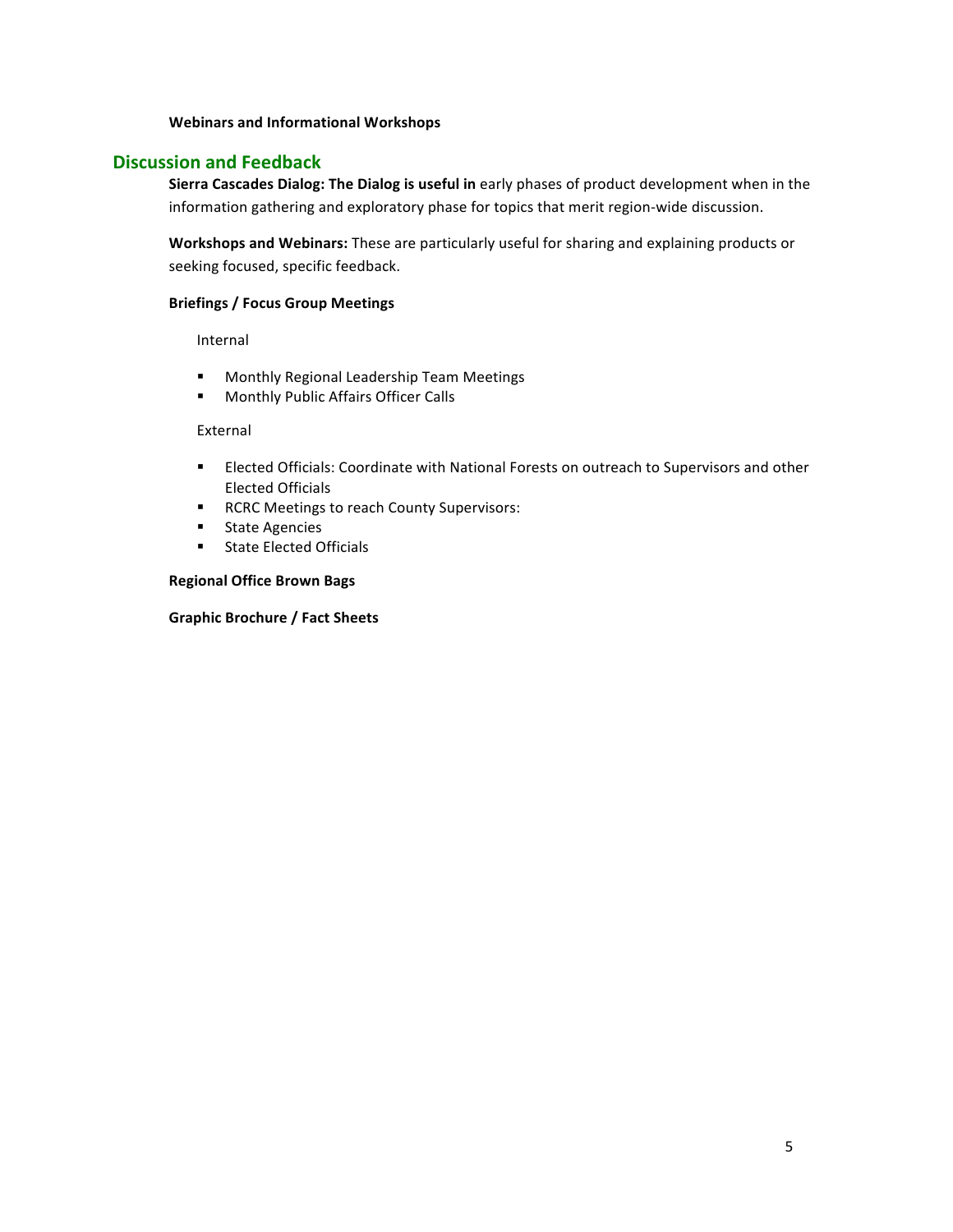**Webinars and Informational Workshops**

## Discussion and Feedback

**Sierra Cascades Dialog: The Dialog is useful in** early phases of product development when in the information gathering and exploratory phase for topics that merit region-wide discussion.

**Workshops and Webinars:** These are particularly useful for sharing and explaining products or seeking focused, specific feedback.

**Briefings / Focus Group Meetings**

Internal

- Monthly Regional Leadership Team Meetings
- Monthly Public Affairs Officer Calls

External

- Elected Officials: Coordinate with National Forests on outreach to Supervisors and other Elected Officials
- RCRC Meetings to reach County Supervisors:
- State Agencies
- State Elected Officials

**Regional Office Brown Bags**

**Graphic Brochure / Fact Sheets**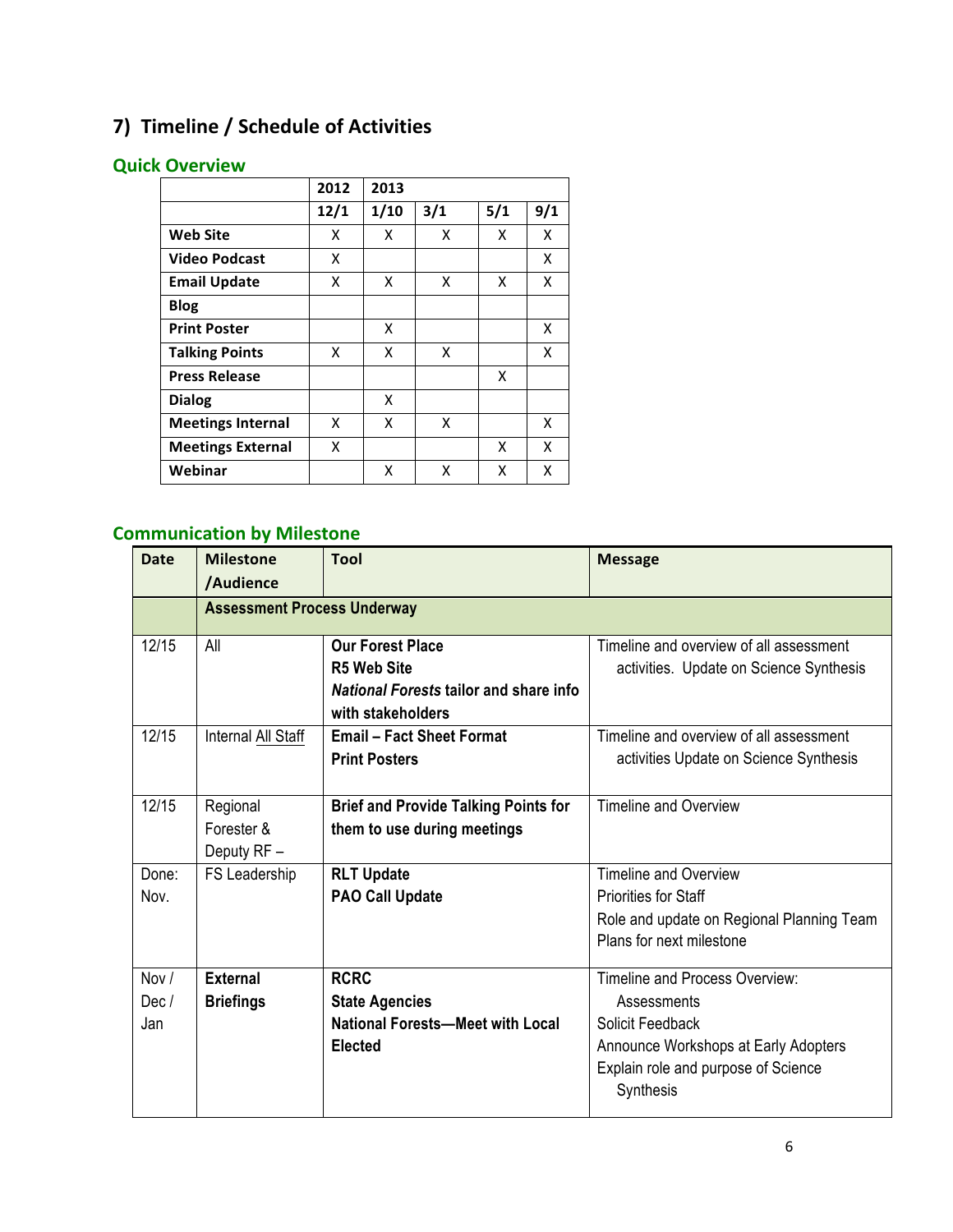## 7) Timeline / Schedule of Activities

### Quick Overview

| | 2012 | 2013 | | | |
|---|---|---|---|---|---|
| | **12/1** | **1/10** | **3/1** | **5/1** | **9/1** |
| **Web Site** | X | X | X | X | X |
| **Video Podcast** | X | | | | X |
| **Email Update** | X | X | X | X | X |
| **Blog** | | | | | |
| **Print Poster** | | X | | | X |
| **Talking Points** | X | X | X | | X |
| **Press Release** | | | | X | |
| **Dialog** | | X | | | |
| **Meetings Internal** | X | X | X | | X |
| **Meetings External** | X | | | X | X |
| **Webinar** | | X | X | X | X |

### Communication by Milestone

| Date | Milestone /Audience | Tool | Message |
|---|---|---|---|
| | **Assessment Process Underway** | | |
| 12/15 | All | **Our Forest Place**<br>**R5 Web Site**<br>***National Forests* tailor and share info with stakeholders** | Timeline and overview of all assessment activities. Update on Science Synthesis |
| 12/15 | Internal All Staff | **Email – Fact Sheet Format**<br>**Print Posters** | Timeline and overview of all assessment activities Update on Science Synthesis |
| 12/15 | Regional Forester & Deputy RF – | **Brief and Provide Talking Points for them to use during meetings** | Timeline and Overview |
| Done: Nov. | FS Leadership | **RLT Update**<br>**PAO Call Update** | Timeline and Overview<br>Priorities for Staff<br>Role and update on Regional Planning Team<br>Plans for next milestone |
| Nov / Dec / Jan | **External Briefings** | **RCRC**<br>**State Agencies**<br>**National Forests—Meet with Local Elected** | Timeline and Process Overview: Assessments<br>Solicit Feedback<br>Announce Workshops at Early Adopters<br>Explain role and purpose of Science Synthesis |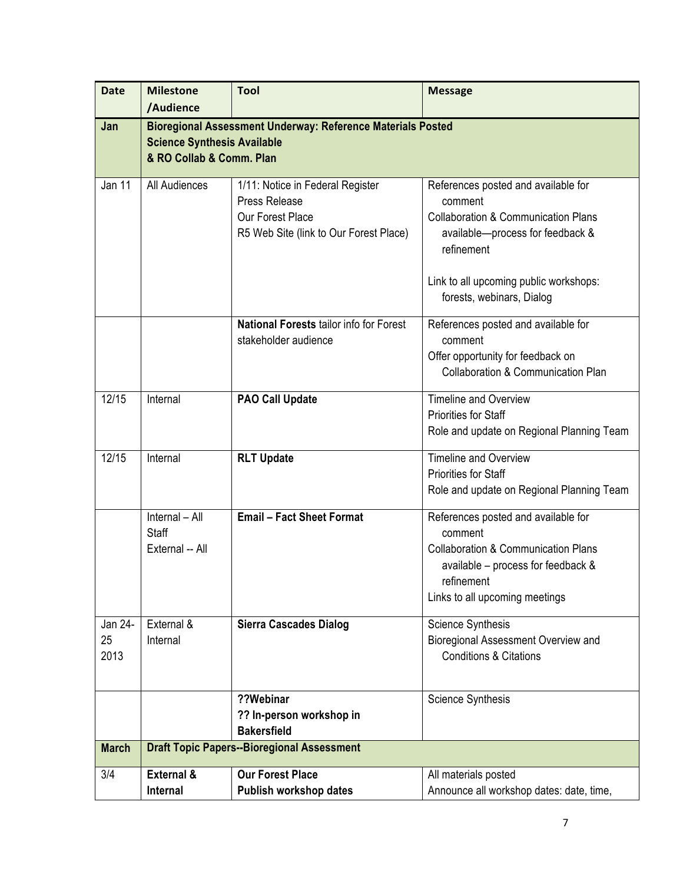| **Date** | **Milestone /Audience** | **Tool** | **Message** |
|---|---|---|---|
| **Jan** | **Bioregional Assessment Underway: Reference Materials Posted Science Synthesis Available & RO Collab & Comm. Plan** | | |
| Jan 11 | All Audiences | 1/11: Notice in Federal Register<br>Press Release<br>Our Forest Place<br>R5 Web Site (link to Our Forest Place) | References posted and available for comment<br>Collaboration & Communication Plans available—process for feedback & refinement<br><br>Link to all upcoming public workshops: forests, webinars, Dialog |
| | | **National Forests** tailor info for Forest stakeholder audience | References posted and available for comment<br>Offer opportunity for feedback on Collaboration & Communication Plan |
| 12/15 | Internal | **PAO Call Update** | Timeline and Overview<br>Priorities for Staff<br>Role and update on Regional Planning Team |
| 12/15 | Internal | **RLT Update** | Timeline and Overview<br>Priorities for Staff<br>Role and update on Regional Planning Team |
| | Internal – All Staff<br>External -- All | **Email – Fact Sheet Format** | References posted and available for comment<br>Collaboration & Communication Plans available – process for feedback & refinement<br>Links to all upcoming meetings |
| Jan 24-25 2013 | External & Internal | **Sierra Cascades Dialog** | Science Synthesis<br>Bioregional Assessment Overview and Conditions & Citations |
| | | **??Webinar**<br>**?? In-person workshop in Bakersfield** | Science Synthesis |
| **March** | **Draft Topic Papers--Bioregional Assessment** | | |
| 3/4 | **External & Internal** | **Our Forest Place**<br>**Publish workshop dates** | All materials posted<br>Announce all workshop dates: date, time, |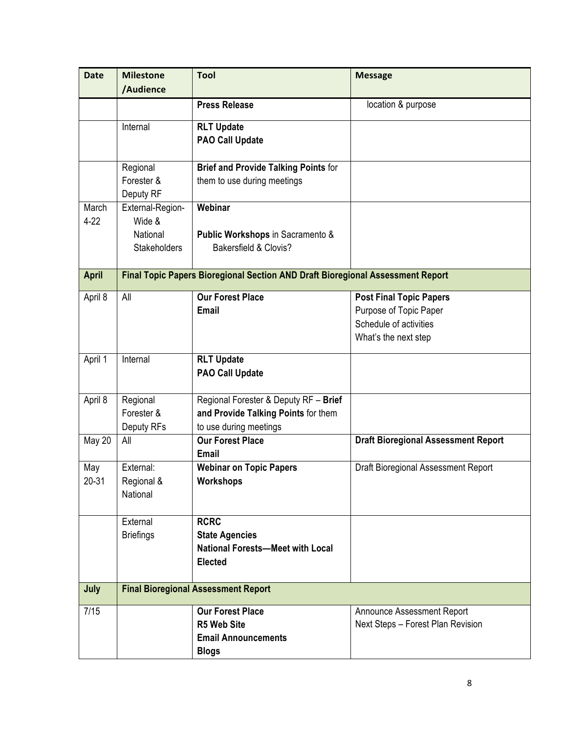| Date | Milestone /Audience | Tool | Message |
|---|---|---|---|
| | | **Press Release** | location & purpose |
| | Internal | **RLT Update**<br>**PAO Call Update** | |
| | Regional Forester & Deputy RF | **Brief and Provide Talking Points** for them to use during meetings | |
| March 4-22 | External-Region-Wide & National Stakeholders | **Webinar**<br><br>**Public Workshops** in Sacramento & Bakersfield & Clovis? | |
| **April** | **Final Topic Papers Bioregional Section AND Draft Bioregional Assessment Report** | | |
| April 8 | All | **Our Forest Place**<br>**Email** | **Post Final Topic Papers**<br>Purpose of Topic Paper<br>Schedule of activities<br>What's the next step |
| April 1 | Internal | **RLT Update**<br>**PAO Call Update** | |
| April 8 | Regional Forester & Deputy RFs | Regional Forester & Deputy RF – **Brief and Provide Talking Points** for them to use during meetings | |
| May 20 | All | **Our Forest Place**<br>**Email** | **Draft Bioregional Assessment Report** |
| May 20-31 | External: Regional & National | **Webinar on Topic Papers**<br>**Workshops** | Draft Bioregional Assessment Report |
| | External Briefings | **RCRC**<br>**State Agencies**<br>**National Forests—Meet with Local Elected** | |
| **July** | **Final Bioregional Assessment Report** | | |
| 7/15 | | **Our Forest Place**<br>**R5 Web Site**<br>**Email Announcements**<br>**Blogs** | Announce Assessment Report<br>Next Steps – Forest Plan Revision |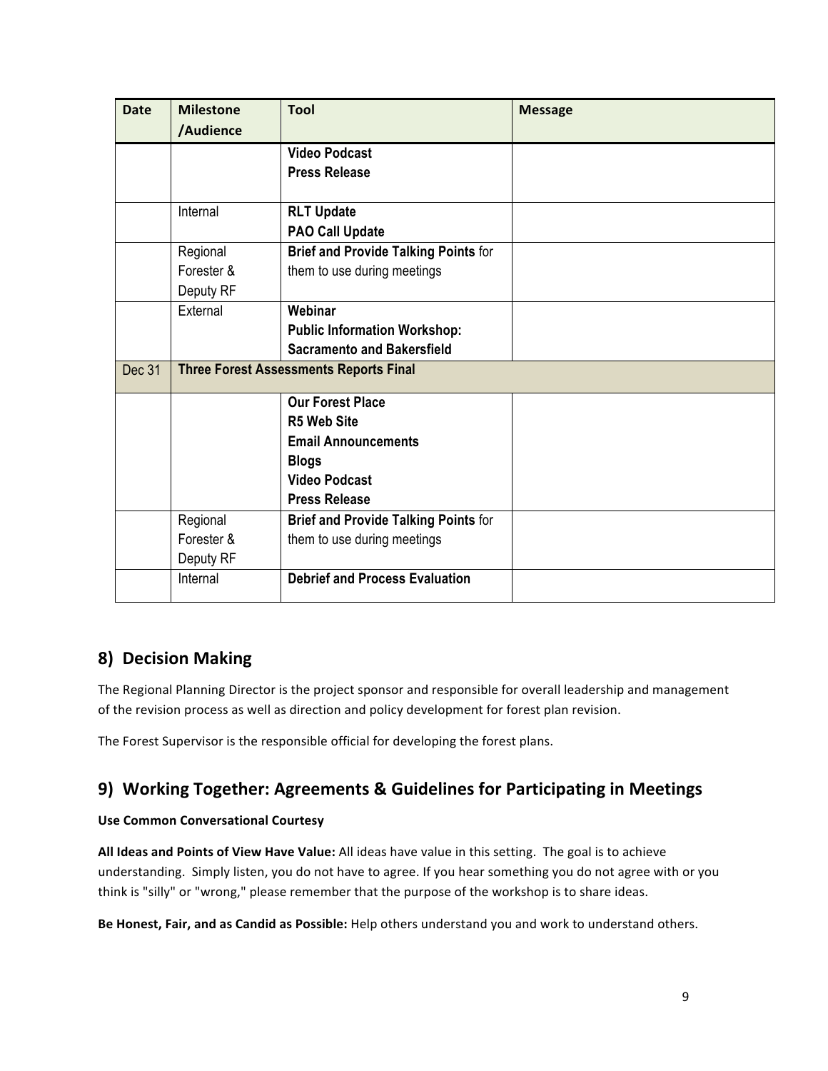| Date | Milestone /Audience | Tool | Message |
|---|---|---|---|
| | | **Video Podcast**<br>**Press Release** | |
| | Internal | **RLT Update**<br>**PAO Call Update** | |
| | Regional Forester & Deputy RF | **Brief and Provide Talking Points** for them to use during meetings | |
| | External | **Webinar**<br>**Public Information Workshop: Sacramento and Bakersfield** | |
| Dec 31 | **Three Forest Assessments Reports Final** | | |
| | | **Our Forest Place**<br>**R5 Web Site**<br>**Email Announcements**<br>**Blogs**<br>**Video Podcast**<br>**Press Release** | |
| | Regional Forester & Deputy RF | **Brief and Provide Talking Points** for them to use during meetings | |
| | Internal | **Debrief and Process Evaluation** | |

## 8) Decision Making

The Regional Planning Director is the project sponsor and responsible for overall leadership and management of the revision process as well as direction and policy development for forest plan revision.

The Forest Supervisor is the responsible official for developing the forest plans.

## 9) Working Together: Agreements & Guidelines for Participating in Meetings

**Use Common Conversational Courtesy**

**All Ideas and Points of View Have Value:** All ideas have value in this setting. The goal is to achieve understanding. Simply listen, you do not have to agree. If you hear something you do not agree with or you think is "silly" or "wrong," please remember that the purpose of the workshop is to share ideas.

**Be Honest, Fair, and as Candid as Possible:** Help others understand you and work to understand others.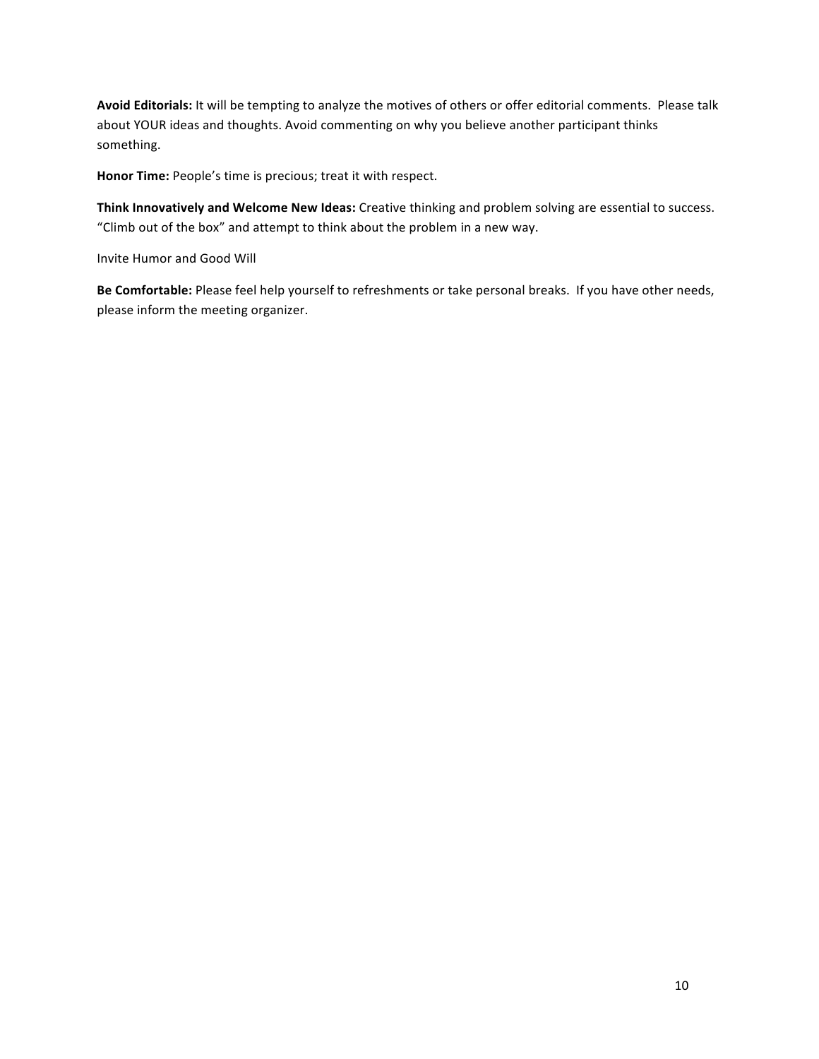**Avoid Editorials:** It will be tempting to analyze the motives of others or offer editorial comments. Please talk about YOUR ideas and thoughts. Avoid commenting on why you believe another participant thinks something.

**Honor Time:** People's time is precious; treat it with respect.

**Think Innovatively and Welcome New Ideas:** Creative thinking and problem solving are essential to success. "Climb out of the box" and attempt to think about the problem in a new way.

Invite Humor and Good Will

**Be Comfortable:** Please feel help yourself to refreshments or take personal breaks. If you have other needs, please inform the meeting organizer.